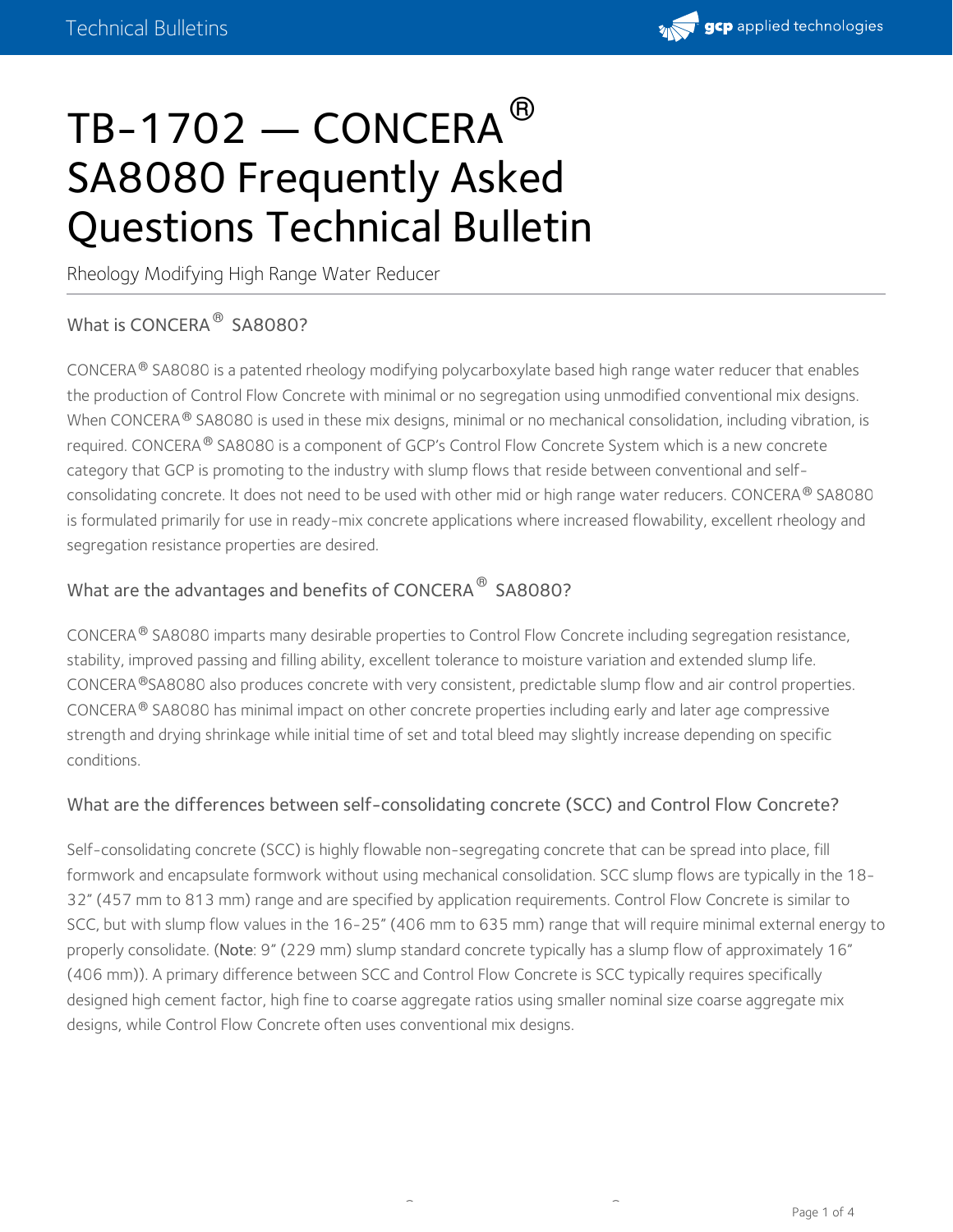# TB-1702 — CONCERA® SA8080 Frequently Asked Questions Technical Bulletin

Rheology Modifying High Range Water Reducer

## What is CONCERA® SA8080?

CONCERA® SA8080 is a patented rheology modifying polycarboxylate based high range water reducer that enables the production of Control Flow Concrete with minimal or no segregation using unmodified conventional mix designs. When CONCERA® SA8080 is used in these mix designs, minimal or no mechanical consolidation, including vibration, is required. CONCERA® SA8080 is a component of GCP's Control Flow Concrete System which is a new concrete category that GCP is promoting to the industry with slump flows that reside between conventional and self-consolidating concrete. It does not need to be used with other mid or high range water reducers. CONCERA® SA8080 is formulated primarily for use in ready-mix concrete applications where increased flowability, excellent rheology and segregation resistance properties are desired.

## What are the advantages and benefits of CONCERA® SA8080?

CONCERA® SA8080 imparts many desirable properties to Control Flow Concrete including segregation resistance, stability, improved passing and filling ability, excellent tolerance to moisture variation and extended slump life. CONCERA®SA8080 also produces concrete with very consistent, predictable slump flow and air control properties. CONCERA® SA8080 has minimal impact on other concrete properties including early and later age compressive strength and drying shrinkage while initial time of set and total bleed may slightly increase depending on specific conditions.

## What are the differences between self-consolidating concrete (SCC) and Control Flow Concrete?

Self-consolidating concrete (SCC) is highly flowable non-segregating concrete that can be spread into place, fill formwork and encapsulate formwork without using mechanical consolidation. SCC slump flows are typically in the 18-32" (457 mm to 813 mm) range and are specified by application requirements. Control Flow Concrete is similar to SCC, but with slump flow values in the 16-25" (406 mm to 635 mm) range that will require minimal external energy to properly consolidate. (**Note**: 9" (229 mm) slump standard concrete typically has a slump flow of approximately 16" (406 mm)). A primary difference between SCC and Control Flow Concrete is SCC typically requires specifically designed high cement factor, high fine to coarse aggregate ratios using smaller nominal size coarse aggregate mix designs, while Control Flow Concrete often uses conventional mix designs.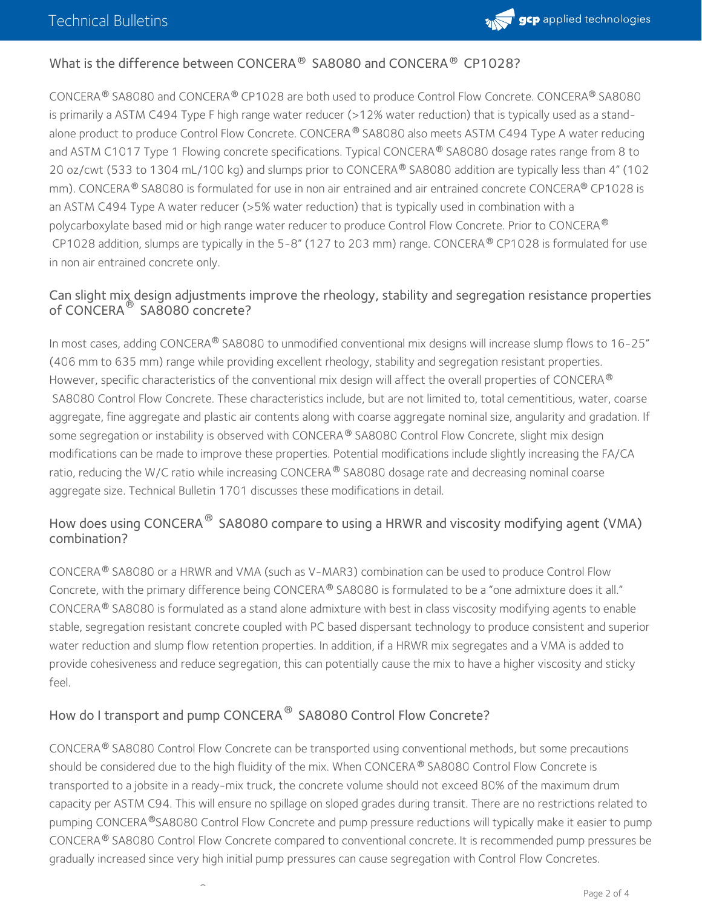## What is the difference between CONCERA® SA8080 and CONCERA® CP1028?

CONCERA® SA8080 and CONCERA® CP1028 are both used to produce Control Flow Concrete. CONCERA® SA8080 is primarily a ASTM C494 Type F high range water reducer (>12% water reduction) that is typically used as a stand-alone product to produce Control Flow Concrete. CONCERA® SA8080 also meets ASTM C494 Type A water reducing and ASTM C1017 Type 1 Flowing concrete specifications. Typical CONCERA® SA8080 dosage rates range from 8 to 20 oz/cwt (533 to 1304 mL/100 kg) and slumps prior to CONCERA® SA8080 addition are typically less than 4" (102 mm). CONCERA® SA8080 is formulated for use in non air entrained and air entrained concrete CONCERA® CP1028 is an ASTM C494 Type A water reducer (>5% water reduction) that is typically used in combination with a polycarboxylate based mid or high range water reducer to produce Control Flow Concrete. Prior to CONCERA® CP1028 addition, slumps are typically in the 5-8" (127 to 203 mm) range. CONCERA® CP1028 is formulated for use in non air entrained concrete only.

## Can slight mix design adjustments improve the rheology, stability and segregation resistance properties of CONCERA® SA8080 concrete?

In most cases, adding CONCERA® SA8080 to unmodified conventional mix designs will increase slump flows to 16-25" (406 mm to 635 mm) range while providing excellent rheology, stability and segregation resistant properties. However, specific characteristics of the conventional mix design will affect the overall properties of CONCERA® SA8080 Control Flow Concrete. These characteristics include, but are not limited to, total cementitious, water, coarse aggregate, fine aggregate and plastic air contents along with coarse aggregate nominal size, angularity and gradation. If some segregation or instability is observed with CONCERA® SA8080 Control Flow Concrete, slight mix design modifications can be made to improve these properties. Potential modifications include slightly increasing the FA/CA ratio, reducing the W/C ratio while increasing CONCERA® SA8080 dosage rate and decreasing nominal coarse aggregate size. Technical Bulletin 1701 discusses these modifications in detail.

## How does using CONCERA® SA8080 compare to using a HRWR and viscosity modifying agent (VMA) combination?

CONCERA® SA8080 or a HRWR and VMA (such as V-MAR3) combination can be used to produce Control Flow Concrete, with the primary difference being CONCERA® SA8080 is formulated to be a "one admixture does it all." CONCERA® SA8080 is formulated as a stand alone admixture with best in class viscosity modifying agents to enable stable, segregation resistant concrete coupled with PC based dispersant technology to produce consistent and superior water reduction and slump flow retention properties. In addition, if a HRWR mix segregates and a VMA is added to provide cohesiveness and reduce segregation, this can potentially cause the mix to have a higher viscosity and sticky feel.

## How do I transport and pump CONCERA® SA8080 Control Flow Concrete?

CONCERA® SA8080 Control Flow Concrete can be transported using conventional methods, but some precautions should be considered due to the high fluidity of the mix. When CONCERA® SA8080 Control Flow Concrete is transported to a jobsite in a ready-mix truck, the concrete volume should not exceed 80% of the maximum drum capacity per ASTM C94. This will ensure no spillage on sloped grades during transit. There are no restrictions related to pumping CONCERA® SA8080 Control Flow Concrete and pump pressure reductions will typically make it easier to pump CONCERA® SA8080 Control Flow Concrete compared to conventional concrete. It is recommended pump pressures be gradually increased since very high initial pump pressures can cause segregation with Control Flow Concretes.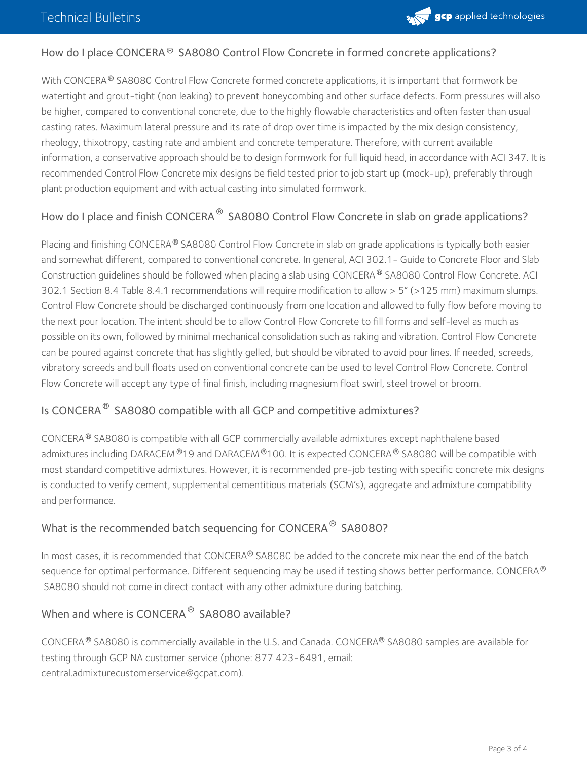## How do I place CONCERA® SA8080 Control Flow Concrete in formed concrete applications?

With CONCERA® SA8080 Control Flow Concrete formed concrete applications, it is important that formwork be watertight and grout-tight (non leaking) to prevent honeycombing and other surface defects. Form pressures will also be higher, compared to conventional concrete, due to the highly flowable characteristics and often faster than usual casting rates. Maximum lateral pressure and its rate of drop over time is impacted by the mix design consistency, rheology, thixotropy, casting rate and ambient and concrete temperature. Therefore, with current available information, a conservative approach should be to design formwork for full liquid head, in accordance with ACI 347. It is recommended Control Flow Concrete mix designs be field tested prior to job start up (mock-up), preferably through plant production equipment and with actual casting into simulated formwork.

## How do I place and finish CONCERA® SA8080 Control Flow Concrete in slab on grade applications?

Placing and finishing CONCERA® SA8080 Control Flow Concrete in slab on grade applications is typically both easier and somewhat different, compared to conventional concrete. In general, ACI 302.1- Guide to Concrete Floor and Slab Construction guidelines should be followed when placing a slab using CONCERA® SA8080 Control Flow Concrete. ACI 302.1 Section 8.4 Table 8.4.1 recommendations will require modification to allow > 5" (>125 mm) maximum slumps. Control Flow Concrete should be discharged continuously from one location and allowed to fully flow before moving to the next pour location. The intent should be to allow Control Flow Concrete to fill forms and self-level as much as possible on its own, followed by minimal mechanical consolidation such as raking and vibration. Control Flow Concrete can be poured against concrete that has slightly gelled, but should be vibrated to avoid pour lines. If needed, screeds, vibratory screeds and bull floats used on conventional concrete can be used to level Control Flow Concrete. Control Flow Concrete will accept any type of final finish, including magnesium float swirl, steel trowel or broom.

## Is CONCERA® SA8080 compatible with all GCP and competitive admixtures?

CONCERA® SA8080 is compatible with all GCP commercially available admixtures except naphthalene based admixtures including DARACEM®19 and DARACEM®100. It is expected CONCERA® SA8080 will be compatible with most standard competitive admixtures. However, it is recommended pre-job testing with specific concrete mix designs is conducted to verify cement, supplemental cementitious materials (SCM's), aggregate and admixture compatibility and performance.

## What is the recommended batch sequencing for CONCERA® SA8080?

In most cases, it is recommended that CONCERA® SA8080 be added to the concrete mix near the end of the batch sequence for optimal performance. Different sequencing may be used if testing shows better performance. CONCERA® SA8080 should not come in direct contact with any other admixture during batching.

## When and where is CONCERA® SA8080 available?

CONCERA® SA8080 is commercially available in the U.S. and Canada. CONCERA® SA8080 samples are available for testing through GCP NA customer service (phone: 877 423-6491, email: central.admixturecustomerservice@gcpat.com).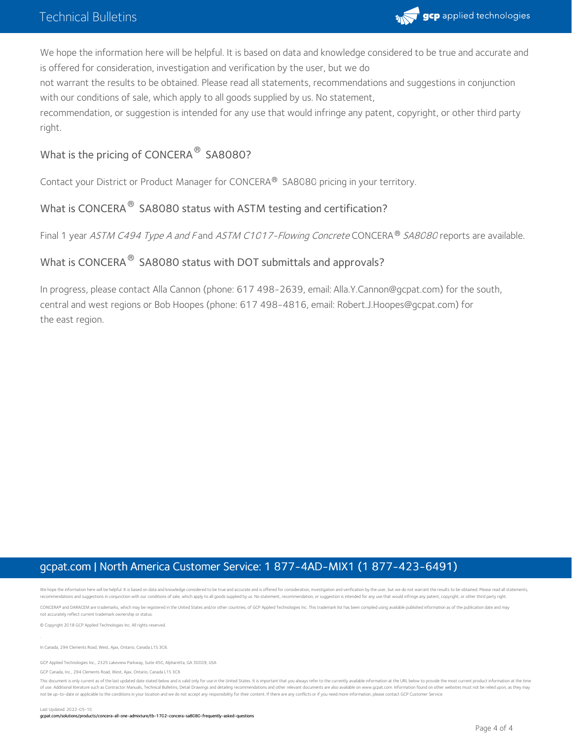We hope the information here will be helpful. It is based on data and knowledge considered to be true and accurate and is offered for consideration, investigation and verification by the user, but we do not warrant the results to be obtained. Please read all statements, recommendations and suggestions in conjunction with our conditions of sale, which apply to all goods supplied by us. No statement, recommendation, or suggestion is intended for any use that would infringe any patent, copyright, or other third party right.

## What is the pricing of CONCERA® SA8080?

Contact your District or Product Manager for CONCERA® SA8080 pricing in your territory.

## What is CONCERA® SA8080 status with ASTM testing and certification?

Final 1 year *ASTM C494 Type A and F* and *ASTM C1017-Flowing Concrete* CONCERA® *SA8080* reports are available.

## What is CONCERA® SA8080 status with DOT submittals and approvals?

In progress, please contact Alla Cannon (phone: 617 498-2639, email: Alla.Y.Cannon@gcpat.com) for the south, central and west regions or Bob Hoopes (phone: 617 498-4816, email: Robert.J.Hoopes@gcpat.com) for the east region.

gcpat.com | North America Customer Service: 1 877-4AD-MIX1 (1 877-423-6491)

We hope the information here will be helpful. It is based on data and knowledge considered to be true and accurate and is offered for consideration, investigation and verification by the user, but we do not warrant the results to be obtained. Please read all statements, recommendations and suggestions in conjunction with our conditions of sale, which apply to all goods supplied by us. No statement, recommendation, or suggestion is intended for any use that would infringe any patent, copyright, or other third party right.

CONCERA® and DARACEM are trademarks, which may be registered in the United States and/or other countries, of GCP Applied Technologies Inc. This trademark list has been compiled using available published information as of the publication date and may not accurately reflect current trademark ownership or status.

© Copyright 2018 GCP Applied Technologies Inc. All rights reserved.

In Canada, 294 Clements Road, West, Ajax, Ontario, Canada L1S 3C6.

GCP Applied Technologies Inc., 2325 Lakeview Parkway, Suite 450, Alpharetta, GA 30009, USA

GCP Canada, Inc., 294 Clements Road, West, Ajax, Ontario, Canada L1S 3C6

This document is only current as of the last updated date stated below and is valid only for use in the United States. It is important that you always refer to the currently available information at the URL below to provide the most current product information at the time of use. Additional literature such as Contractor Manuals, Technical Bulletins, Detail Drawings and detailing recommendations and other relevant documents are also available on www.gcpat.com. Information found on other websites must not be relied upon, as they may not be up-to-date or applicable to the conditions in your location and we do not accept any responsibility for their content. If there are any conflicts or if you need more information, please contact GCP Customer Service.

Last Updated: 2022-05-10

gcpat.com/solutions/products/concera-all-one-admixture/tb-1702-concera-sa8080-frequently-asked-questions